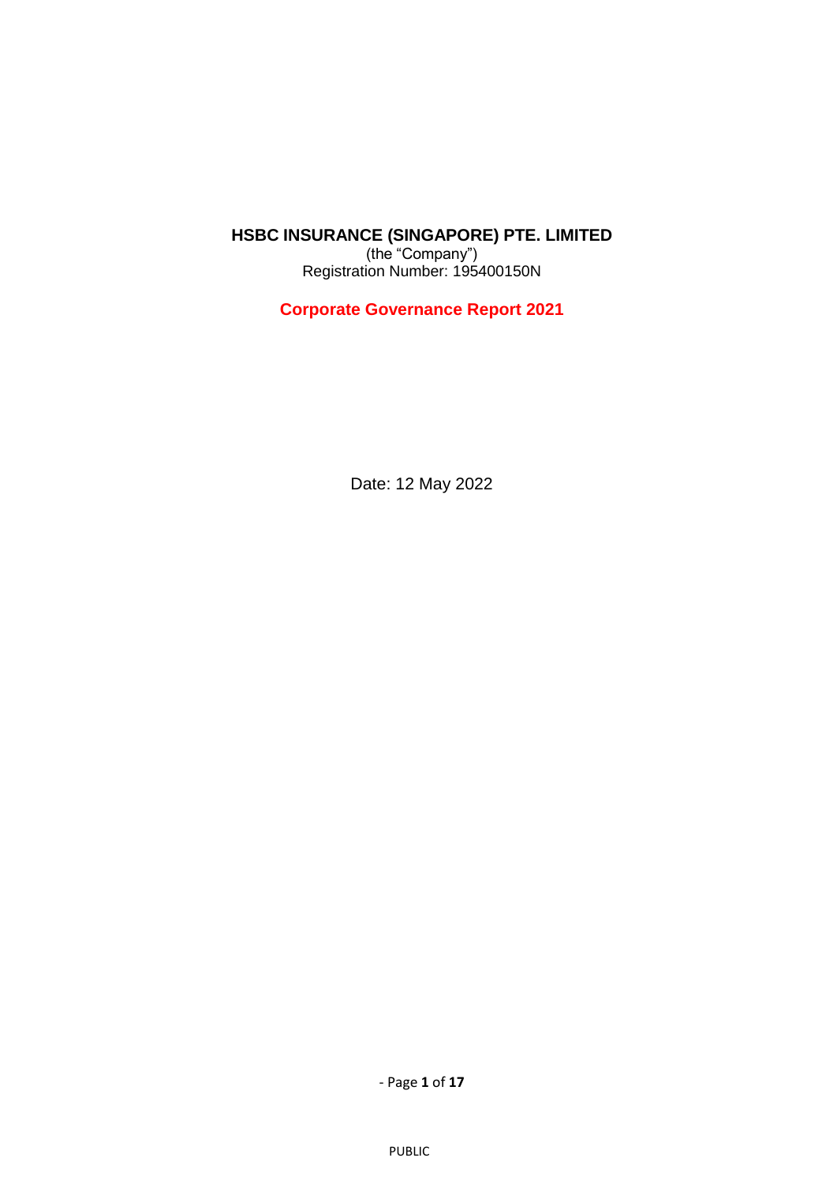**HSBC INSURANCE (SINGAPORE) PTE. LIMITED**
(the "Company")
Registration Number: 195400150N

# Corporate Governance Report 2021

Date: 12 May 2022

PUBLIC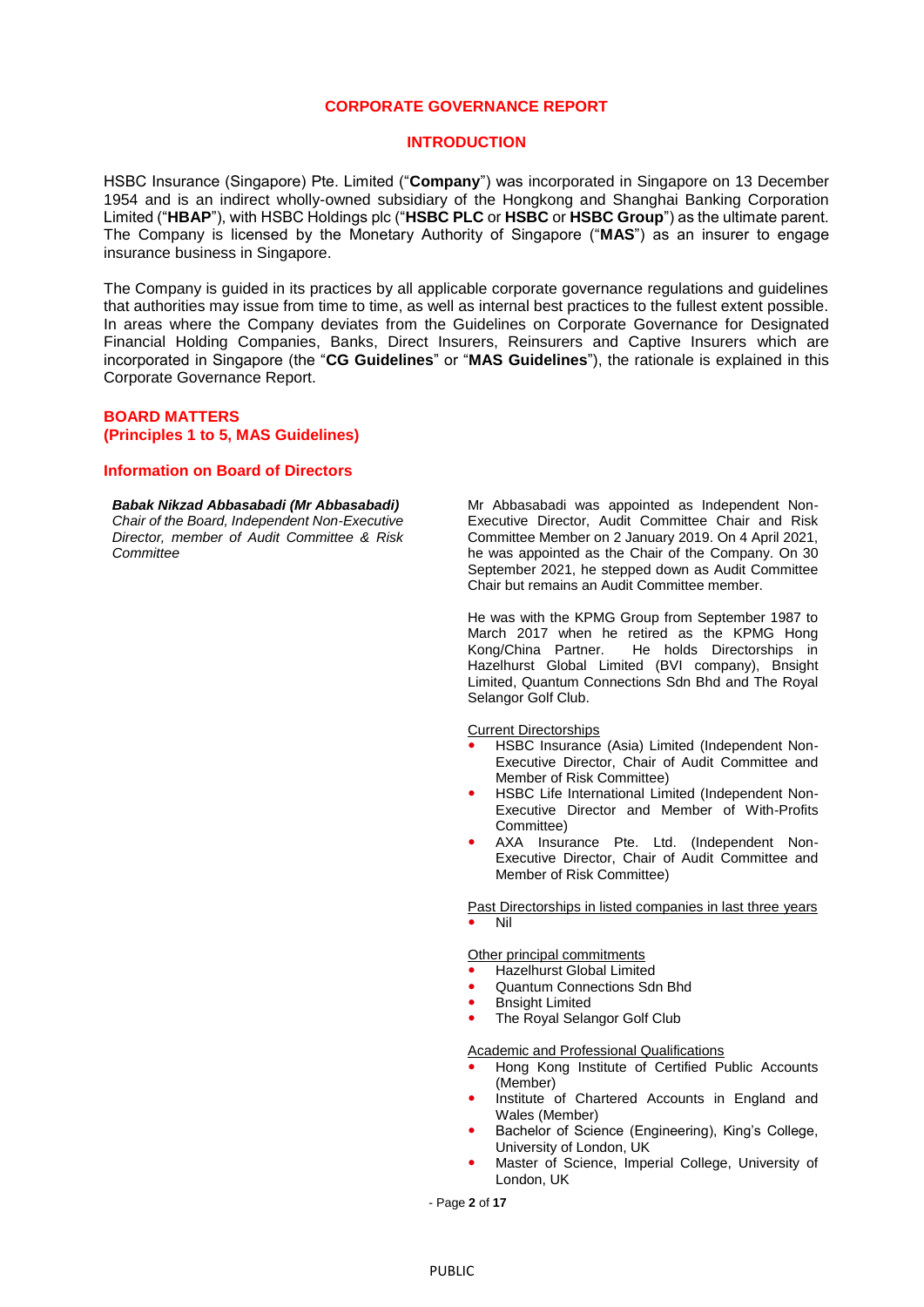# CORPORATE GOVERNANCE REPORT

## INTRODUCTION

HSBC Insurance (Singapore) Pte. Limited ("**Company**") was incorporated in Singapore on 13 December 1954 and is an indirect wholly-owned subsidiary of the Hongkong and Shanghai Banking Corporation Limited ("**HBAP**"), with HSBC Holdings plc ("**HSBC PLC** or **HSBC** or **HSBC Group**") as the ultimate parent. The Company is licensed by the Monetary Authority of Singapore ("**MAS**") as an insurer to engage insurance business in Singapore.

The Company is guided in its practices by all applicable corporate governance regulations and guidelines that authorities may issue from time to time, as well as internal best practices to the fullest extent possible. In areas where the Company deviates from the Guidelines on Corporate Governance for Designated Financial Holding Companies, Banks, Direct Insurers, Reinsurers and Captive Insurers which are incorporated in Singapore (the "**CG Guidelines**" or "**MAS Guidelines**"), the rationale is explained in this Corporate Governance Report.

## BOARD MATTERS
## (Principles 1 to 5, MAS Guidelines)

### Information on Board of Directors

***Babak Nikzad Abbasabadi (Mr Abbasabadi)***
*Chair of the Board, Independent Non-Executive Director, member of Audit Committee & Risk Committee*

Mr Abbasabadi was appointed as Independent Non-Executive Director, Audit Committee Chair and Risk Committee Member on 2 January 2019. On 4 April 2021, he was appointed as the Chair of the Company. On 30 September 2021, he stepped down as Audit Committee Chair but remains an Audit Committee member.

He was with the KPMG Group from September 1987 to March 2017 when he retired as the KPMG Hong Kong/China Partner. He holds Directorships in Hazelhurst Global Limited (BVI company), Bnsight Limited, Quantum Connections Sdn Bhd and The Royal Selangor Golf Club.

Current Directorships

- HSBC Insurance (Asia) Limited (Independent Non-Executive Director, Chair of Audit Committee and Member of Risk Committee)
- HSBC Life International Limited (Independent Non-Executive Director and Member of With-Profits Committee)
- AXA Insurance Pte. Ltd. (Independent Non-Executive Director, Chair of Audit Committee and Member of Risk Committee)

Past Directorships in listed companies in last three years

- Nil

Other principal commitments

- Hazelhurst Global Limited
- Quantum Connections Sdn Bhd
- Bnsight Limited
- The Royal Selangor Golf Club

Academic and Professional Qualifications

- Hong Kong Institute of Certified Public Accounts (Member)
- Institute of Chartered Accounts in England and Wales (Member)
- Bachelor of Science (Engineering), King's College, University of London, UK
- Master of Science, Imperial College, University of London, UK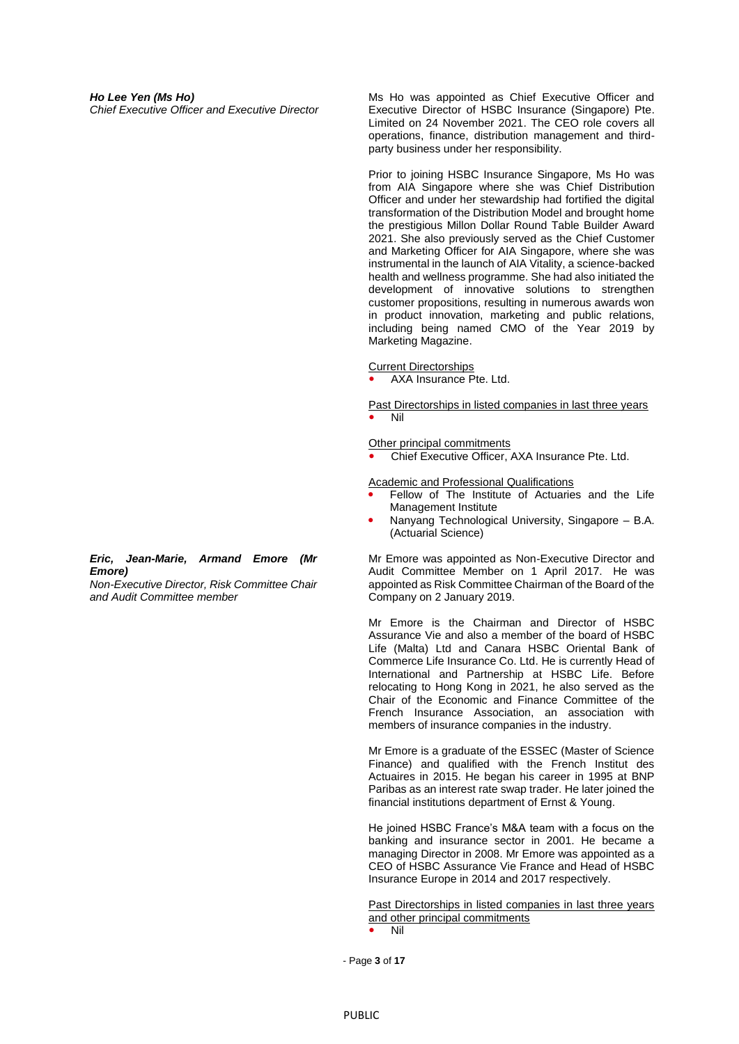***Ho Lee Yen (Ms Ho)***
*Chief Executive Officer and Executive Director*

Ms Ho was appointed as Chief Executive Officer and Executive Director of HSBC Insurance (Singapore) Pte. Limited on 24 November 2021. The CEO role covers all operations, finance, distribution management and third-party business under her responsibility.

Prior to joining HSBC Insurance Singapore, Ms Ho was from AIA Singapore where she was Chief Distribution Officer and under her stewardship had fortified the digital transformation of the Distribution Model and brought home the prestigious Millon Dollar Round Table Builder Award 2021. She also previously served as the Chief Customer and Marketing Officer for AIA Singapore, where she was instrumental in the launch of AIA Vitality, a science-backed health and wellness programme. She had also initiated the development of innovative solutions to strengthen customer propositions, resulting in numerous awards won in product innovation, marketing and public relations, including being named CMO of the Year 2019 by Marketing Magazine.

Current Directorships

- AXA Insurance Pte. Ltd.

Past Directorships in listed companies in last three years

- Nil

Other principal commitments

- Chief Executive Officer, AXA Insurance Pte. Ltd.

Academic and Professional Qualifications

- Fellow of The Institute of Actuaries and the Life Management Institute
- Nanyang Technological University, Singapore – B.A. (Actuarial Science)

***Eric, Jean-Marie, Armand Emore (Mr Emore)***
*Non-Executive Director, Risk Committee Chair and Audit Committee member*

Mr Emore was appointed as Non-Executive Director and Audit Committee Member on 1 April 2017. He was appointed as Risk Committee Chairman of the Board of the Company on 2 January 2019.

Mr Emore is the Chairman and Director of HSBC Assurance Vie and also a member of the board of HSBC Life (Malta) Ltd and Canara HSBC Oriental Bank of Commerce Life Insurance Co. Ltd. He is currently Head of International and Partnership at HSBC Life. Before relocating to Hong Kong in 2021, he also served as the Chair of the Economic and Finance Committee of the French Insurance Association, an association with members of insurance companies in the industry.

Mr Emore is a graduate of the ESSEC (Master of Science Finance) and qualified with the French Institut des Actuaires in 2015. He began his career in 1995 at BNP Paribas as an interest rate swap trader. He later joined the financial institutions department of Ernst & Young.

He joined HSBC France's M&A team with a focus on the banking and insurance sector in 2001. He became a managing Director in 2008. Mr Emore was appointed as a CEO of HSBC Assurance Vie France and Head of HSBC Insurance Europe in 2014 and 2017 respectively.

Past Directorships in listed companies in last three years and other principal commitments

- Nil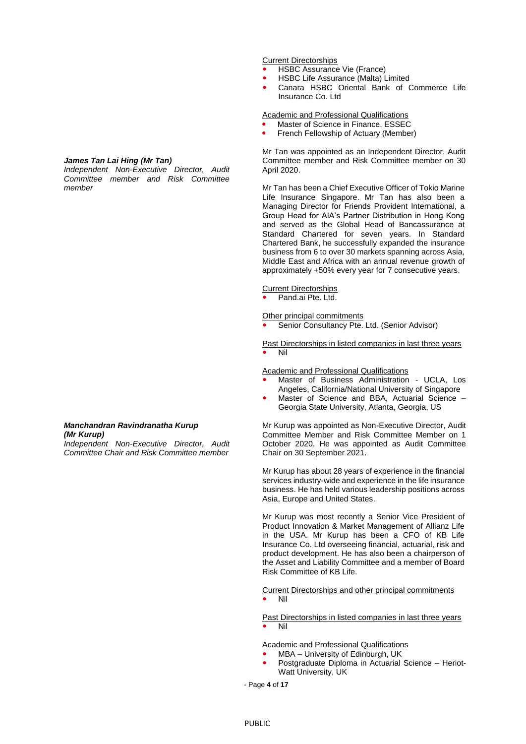Current Directorships

- HSBC Assurance Vie (France)
- HSBC Life Assurance (Malta) Limited
- Canara HSBC Oriental Bank of Commerce Life Insurance Co. Ltd

Academic and Professional Qualifications

- Master of Science in Finance, ESSEC
- French Fellowship of Actuary (Member)

***James Tan Lai Hing (Mr Tan)***
*Independent Non-Executive Director, Audit Committee member and Risk Committee member*

Mr Tan was appointed as an Independent Director, Audit Committee member and Risk Committee member on 30 April 2020.

Mr Tan has been a Chief Executive Officer of Tokio Marine Life Insurance Singapore. Mr Tan has also been a Managing Director for Friends Provident International, a Group Head for AIA's Partner Distribution in Hong Kong and served as the Global Head of Bancassurance at Standard Chartered for seven years. In Standard Chartered Bank, he successfully expanded the insurance business from 6 to over 30 markets spanning across Asia, Middle East and Africa with an annual revenue growth of approximately +50% every year for 7 consecutive years.

Current Directorships

- Pand.ai Pte. Ltd.

Other principal commitments

- Senior Consultancy Pte. Ltd. (Senior Advisor)

Past Directorships in listed companies in last three years

- Nil

Academic and Professional Qualifications

- Master of Business Administration - UCLA, Los Angeles, California/National University of Singapore
- Master of Science and BBA, Actuarial Science – Georgia State University, Atlanta, Georgia, US

***Manchandran Ravindranatha Kurup (Mr Kurup)***
*Independent Non-Executive Director, Audit Committee Chair and Risk Committee member*

Mr Kurup was appointed as Non-Executive Director, Audit Committee Member and Risk Committee Member on 1 October 2020. He was appointed as Audit Committee Chair on 30 September 2021.

Mr Kurup has about 28 years of experience in the financial services industry-wide and experience in the life insurance business. He has held various leadership positions across Asia, Europe and United States.

Mr Kurup was most recently a Senior Vice President of Product Innovation & Market Management of Allianz Life in the USA. Mr Kurup has been a CFO of KB Life Insurance Co. Ltd overseeing financial, actuarial, risk and product development. He has also been a chairperson of the Asset and Liability Committee and a member of Board Risk Committee of KB Life.

Current Directorships and other principal commitments

- Nil

Past Directorships in listed companies in last three years

- Nil

Academic and Professional Qualifications

- MBA – University of Edinburgh, UK
- Postgraduate Diploma in Actuarial Science – Heriot-Watt University, UK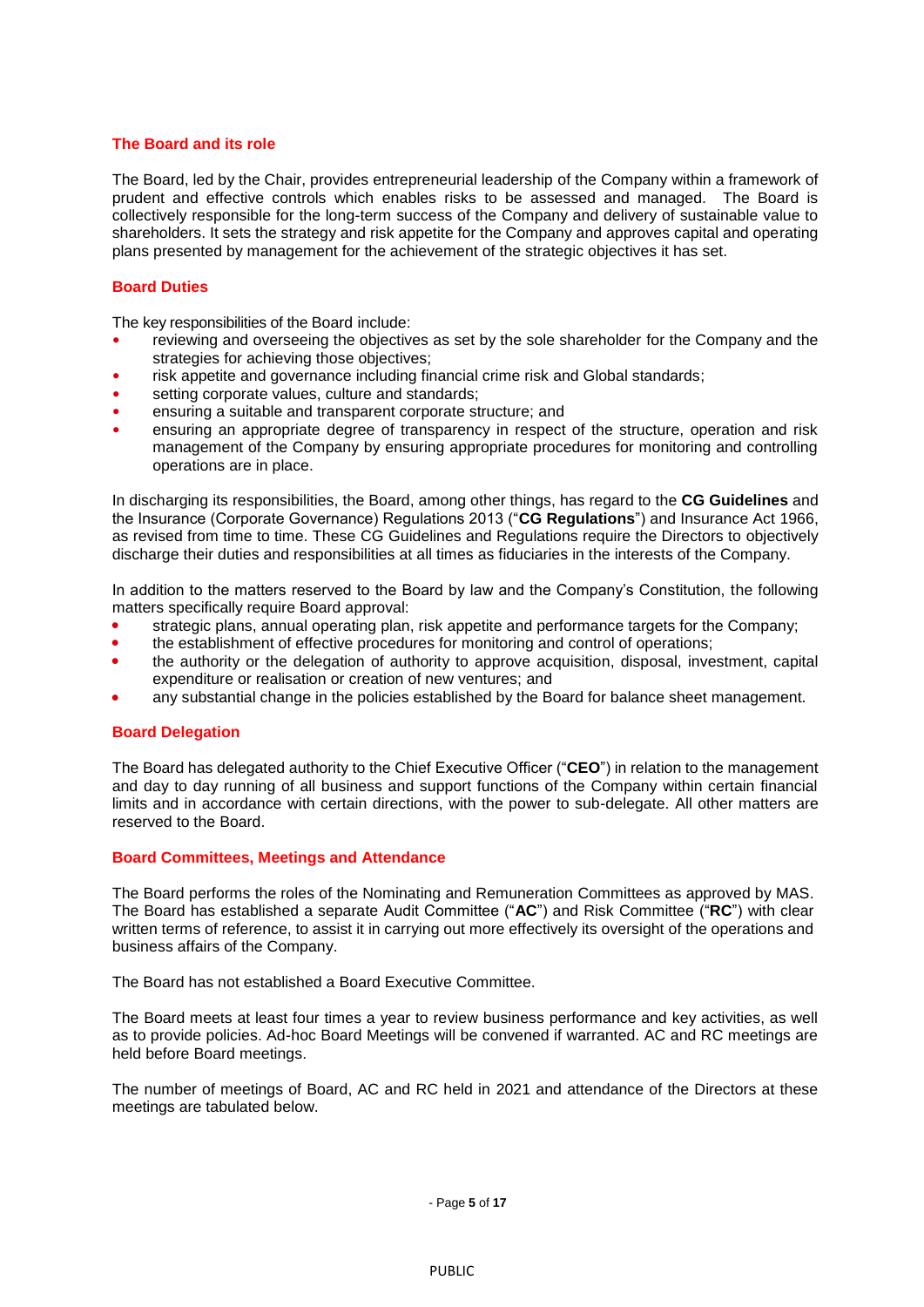## The Board and its role

The Board, led by the Chair, provides entrepreneurial leadership of the Company within a framework of prudent and effective controls which enables risks to be assessed and managed. The Board is collectively responsible for the long-term success of the Company and delivery of sustainable value to shareholders. It sets the strategy and risk appetite for the Company and approves capital and operating plans presented by management for the achievement of the strategic objectives it has set.

## Board Duties

The key responsibilities of the Board include:

- reviewing and overseeing the objectives as set by the sole shareholder for the Company and the strategies for achieving those objectives;
- risk appetite and governance including financial crime risk and Global standards;
- setting corporate values, culture and standards;
- ensuring a suitable and transparent corporate structure; and
- ensuring an appropriate degree of transparency in respect of the structure, operation and risk management of the Company by ensuring appropriate procedures for monitoring and controlling operations are in place.

In discharging its responsibilities, the Board, among other things, has regard to the **CG Guidelines** and the Insurance (Corporate Governance) Regulations 2013 ("**CG Regulations**") and Insurance Act 1966, as revised from time to time. These CG Guidelines and Regulations require the Directors to objectively discharge their duties and responsibilities at all times as fiduciaries in the interests of the Company.

In addition to the matters reserved to the Board by law and the Company's Constitution, the following matters specifically require Board approval:

- strategic plans, annual operating plan, risk appetite and performance targets for the Company;
- the establishment of effective procedures for monitoring and control of operations;
- the authority or the delegation of authority to approve acquisition, disposal, investment, capital expenditure or realisation or creation of new ventures; and
- any substantial change in the policies established by the Board for balance sheet management.

## Board Delegation

The Board has delegated authority to the Chief Executive Officer ("**CEO**") in relation to the management and day to day running of all business and support functions of the Company within certain financial limits and in accordance with certain directions, with the power to sub-delegate. All other matters are reserved to the Board.

## Board Committees, Meetings and Attendance

The Board performs the roles of the Nominating and Remuneration Committees as approved by MAS. The Board has established a separate Audit Committee ("**AC**") and Risk Committee ("**RC**") with clear written terms of reference, to assist it in carrying out more effectively its oversight of the operations and business affairs of the Company.

The Board has not established a Board Executive Committee.

The Board meets at least four times a year to review business performance and key activities, as well as to provide policies. Ad-hoc Board Meetings will be convened if warranted. AC and RC meetings are held before Board meetings.

The number of meetings of Board, AC and RC held in 2021 and attendance of the Directors at these meetings are tabulated below.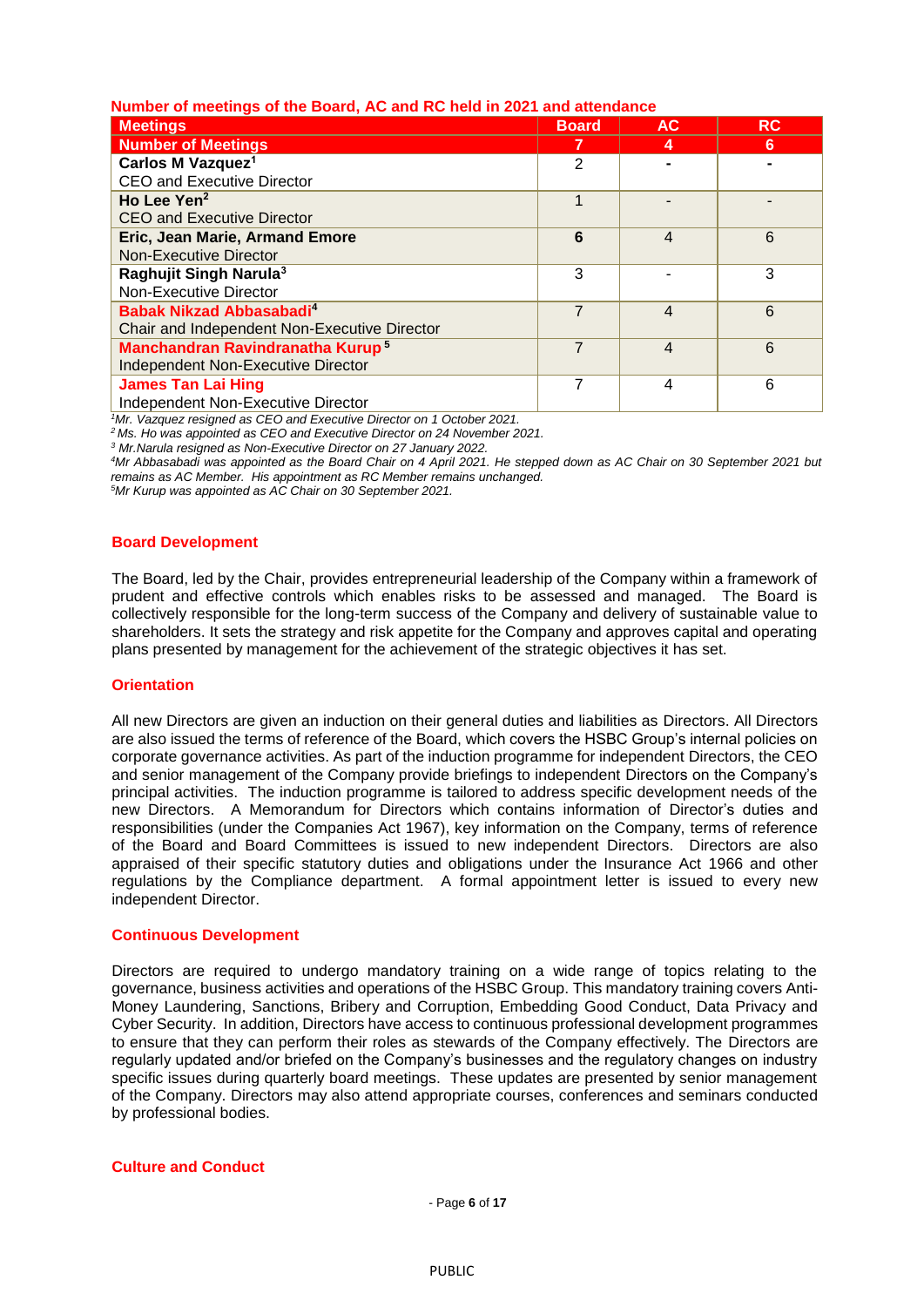**Number of meetings of the Board, AC and RC held in 2021 and attendance**

| Meetings | Board | AC | RC |
|---|---|---|---|
| **Number of Meetings** | **7** | **4** | **6** |
| **Carlos M Vazquez**[1]<br>CEO and Executive Director | 2 | - | - |
| **Ho Lee Yen**[2]<br>CEO and Executive Director | 1 | - | - |
| **Eric, Jean Marie, Armand Emore**<br>Non-Executive Director | 6 | 4 | 6 |
| **Raghujit Singh Narula**[3]<br>Non-Executive Director | 3 | - | 3 |
| **Babak Nikzad Abbasabadi**[4]<br>Chair and Independent Non-Executive Director | 7 | 4 | 6 |
| **Manchandran Ravindranatha Kurup**[5]<br>Independent Non-Executive Director | 7 | 4 | 6 |
| **James Tan Lai Hing**<br>Independent Non-Executive Director | 7 | 4 | 6 |

*[1]Mr. Vazquez resigned as CEO and Executive Director on 1 October 2021.*
*[2] Ms. Ho was appointed as CEO and Executive Director on 24 November 2021.*
*[3] Mr.Narula resigned as Non-Executive Director on 27 January 2022.*
*[4]Mr Abbasabadi was appointed as the Board Chair on 4 April 2021. He stepped down as AC Chair on 30 September 2021 but remains as AC Member. His appointment as RC Member remains unchanged.*
*[5]Mr Kurup was appointed as AC Chair on 30 September 2021.*

## Board Development

The Board, led by the Chair, provides entrepreneurial leadership of the Company within a framework of prudent and effective controls which enables risks to be assessed and managed. The Board is collectively responsible for the long-term success of the Company and delivery of sustainable value to shareholders. It sets the strategy and risk appetite for the Company and approves capital and operating plans presented by management for the achievement of the strategic objectives it has set.

## Orientation

All new Directors are given an induction on their general duties and liabilities as Directors. All Directors are also issued the terms of reference of the Board, which covers the HSBC Group's internal policies on corporate governance activities. As part of the induction programme for independent Directors, the CEO and senior management of the Company provide briefings to independent Directors on the Company's principal activities. The induction programme is tailored to address specific development needs of the new Directors. A Memorandum for Directors which contains information of Director's duties and responsibilities (under the Companies Act 1967), key information on the Company, terms of reference of the Board and Board Committees is issued to new independent Directors. Directors are also appraised of their specific statutory duties and obligations under the Insurance Act 1966 and other regulations by the Compliance department. A formal appointment letter is issued to every new independent Director.

## Continuous Development

Directors are required to undergo mandatory training on a wide range of topics relating to the governance, business activities and operations of the HSBC Group. This mandatory training covers Anti-Money Laundering, Sanctions, Bribery and Corruption, Embedding Good Conduct, Data Privacy and Cyber Security. In addition, Directors have access to continuous professional development programmes to ensure that they can perform their roles as stewards of the Company effectively. The Directors are regularly updated and/or briefed on the Company's businesses and the regulatory changes on industry specific issues during quarterly board meetings. These updates are presented by senior management of the Company. Directors may also attend appropriate courses, conferences and seminars conducted by professional bodies.

## Culture and Conduct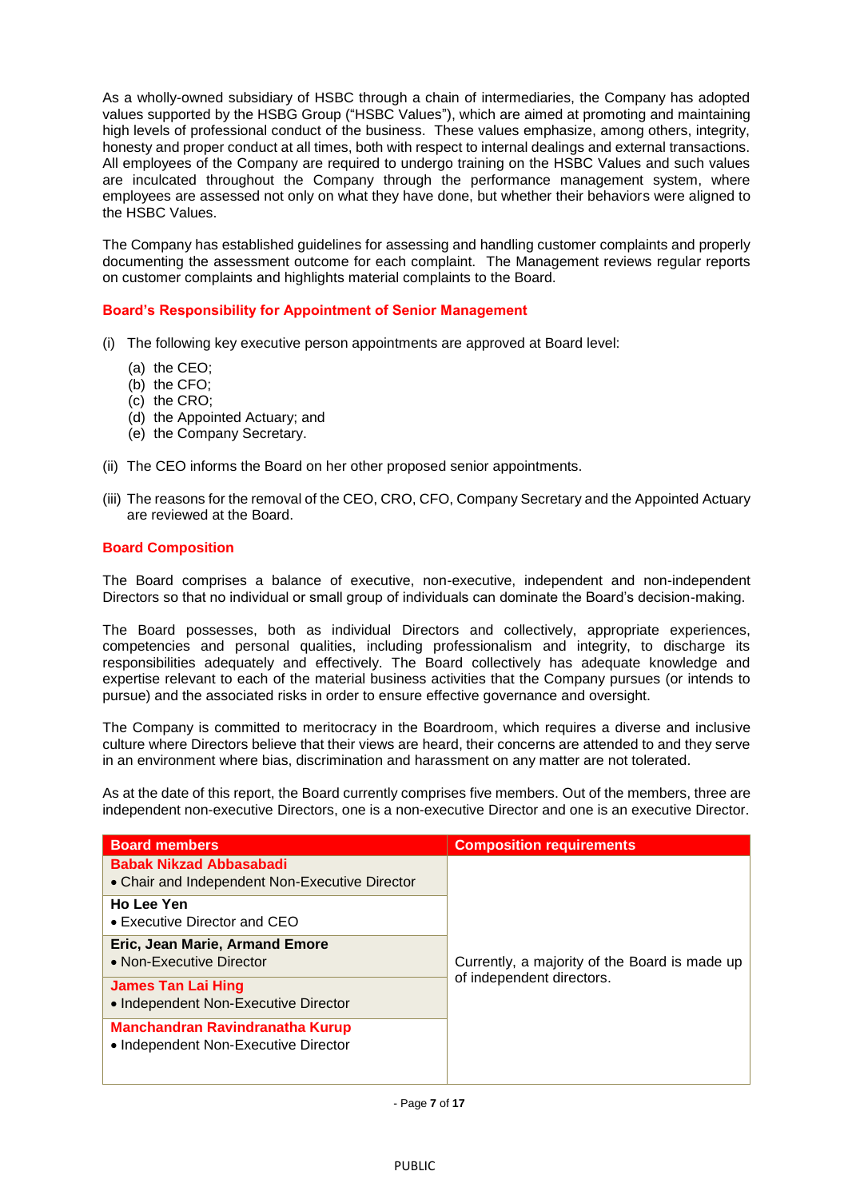As a wholly-owned subsidiary of HSBC through a chain of intermediaries, the Company has adopted values supported by the HSBG Group ("HSBC Values"), which are aimed at promoting and maintaining high levels of professional conduct of the business. These values emphasize, among others, integrity, honesty and proper conduct at all times, both with respect to internal dealings and external transactions. All employees of the Company are required to undergo training on the HSBC Values and such values are inculcated throughout the Company through the performance management system, where employees are assessed not only on what they have done, but whether their behaviors were aligned to the HSBC Values.

The Company has established guidelines for assessing and handling customer complaints and properly documenting the assessment outcome for each complaint. The Management reviews regular reports on customer complaints and highlights material complaints to the Board.

## Board's Responsibility for Appointment of Senior Management

(i) The following key executive person appointments are approved at Board level:

  (a) the CEO;
  (b) the CFO;
  (c) the CRO;
  (d) the Appointed Actuary; and
  (e) the Company Secretary.

(ii) The CEO informs the Board on her other proposed senior appointments.

(iii) The reasons for the removal of the CEO, CRO, CFO, Company Secretary and the Appointed Actuary are reviewed at the Board.

## Board Composition

The Board comprises a balance of executive, non-executive, independent and non-independent Directors so that no individual or small group of individuals can dominate the Board's decision-making.

The Board possesses, both as individual Directors and collectively, appropriate experiences, competencies and personal qualities, including professionalism and integrity, to discharge its responsibilities adequately and effectively. The Board collectively has adequate knowledge and expertise relevant to each of the material business activities that the Company pursues (or intends to pursue) and the associated risks in order to ensure effective governance and oversight.

The Company is committed to meritocracy in the Boardroom, which requires a diverse and inclusive culture where Directors believe that their views are heard, their concerns are attended to and they serve in an environment where bias, discrimination and harassment on any matter are not tolerated.

As at the date of this report, the Board currently comprises five members. Out of the members, three are independent non-executive Directors, one is a non-executive Director and one is an executive Director.

| Board members | Composition requirements |
|---|---|
| **Babak Nikzad Abbasabadi**<br>• Chair and Independent Non-Executive Director | Currently, a majority of the Board is made up of independent directors. |
| **Ho Lee Yen**<br>• Executive Director and CEO | |
| **Eric, Jean Marie, Armand Emore**<br>• Non-Executive Director | |
| **James Tan Lai Hing**<br>• Independent Non-Executive Director | |
| **Manchandran Ravindranatha Kurup**<br>• Independent Non-Executive Director | |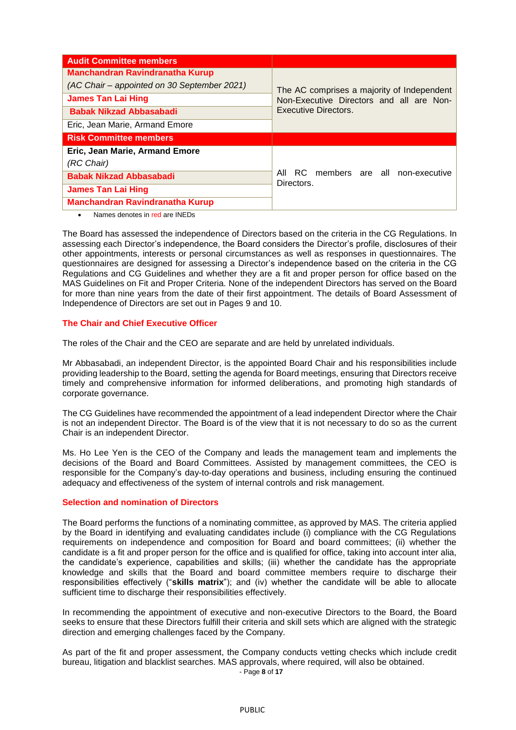| Audit Committee members | |
|---|---|
| **Manchandran Ravindranatha Kurup** *(AC Chair – appointed on 30 September 2021)* | The AC comprises a majority of Independent Non-Executive Directors and all are Non-Executive Directors. |
| **James Tan Lai Hing** | |
| **Babak Nikzad Abbasabadi** | |
| Eric, Jean Marie, Armand Emore | |
| **Risk Committee members** | |
| **Eric, Jean Marie, Armand Emore** *(RC Chair)* | All RC members are all non-executive Directors. |
| **Babak Nikzad Abbasabadi** | |
| **James Tan Lai Hing** | |
| **Manchandran Ravindranatha Kurup** | |

- Names denotes in red are INEDs

The Board has assessed the independence of Directors based on the criteria in the CG Regulations. In assessing each Director's independence, the Board considers the Director's profile, disclosures of their other appointments, interests or personal circumstances as well as responses in questionnaires. The questionnaires are designed for assessing a Director's independence based on the criteria in the CG Regulations and CG Guidelines and whether they are a fit and proper person for office based on the MAS Guidelines on Fit and Proper Criteria. None of the independent Directors has served on the Board for more than nine years from the date of their first appointment. The details of Board Assessment of Independence of Directors are set out in Pages 9 and 10.

## The Chair and Chief Executive Officer

The roles of the Chair and the CEO are separate and are held by unrelated individuals.

Mr Abbasabadi, an independent Director, is the appointed Board Chair and his responsibilities include providing leadership to the Board, setting the agenda for Board meetings, ensuring that Directors receive timely and comprehensive information for informed deliberations, and promoting high standards of corporate governance.

The CG Guidelines have recommended the appointment of a lead independent Director where the Chair is not an independent Director. The Board is of the view that it is not necessary to do so as the current Chair is an independent Director.

Ms. Ho Lee Yen is the CEO of the Company and leads the management team and implements the decisions of the Board and Board Committees. Assisted by management committees, the CEO is responsible for the Company's day-to-day operations and business, including ensuring the continued adequacy and effectiveness of the system of internal controls and risk management.

## Selection and nomination of Directors

The Board performs the functions of a nominating committee, as approved by MAS. The criteria applied by the Board in identifying and evaluating candidates include (i) compliance with the CG Regulations requirements on independence and composition for Board and board committees; (ii) whether the candidate is a fit and proper person for the office and is qualified for office, taking into account inter alia, the candidate's experience, capabilities and skills; (iii) whether the candidate has the appropriate knowledge and skills that the Board and board committee members require to discharge their responsibilities effectively ("**skills matrix**"); and (iv) whether the candidate will be able to allocate sufficient time to discharge their responsibilities effectively.

In recommending the appointment of executive and non-executive Directors to the Board, the Board seeks to ensure that these Directors fulfill their criteria and skill sets which are aligned with the strategic direction and emerging challenges faced by the Company.

As part of the fit and proper assessment, the Company conducts vetting checks which include credit bureau, litigation and blacklist searches. MAS approvals, where required, will also be obtained.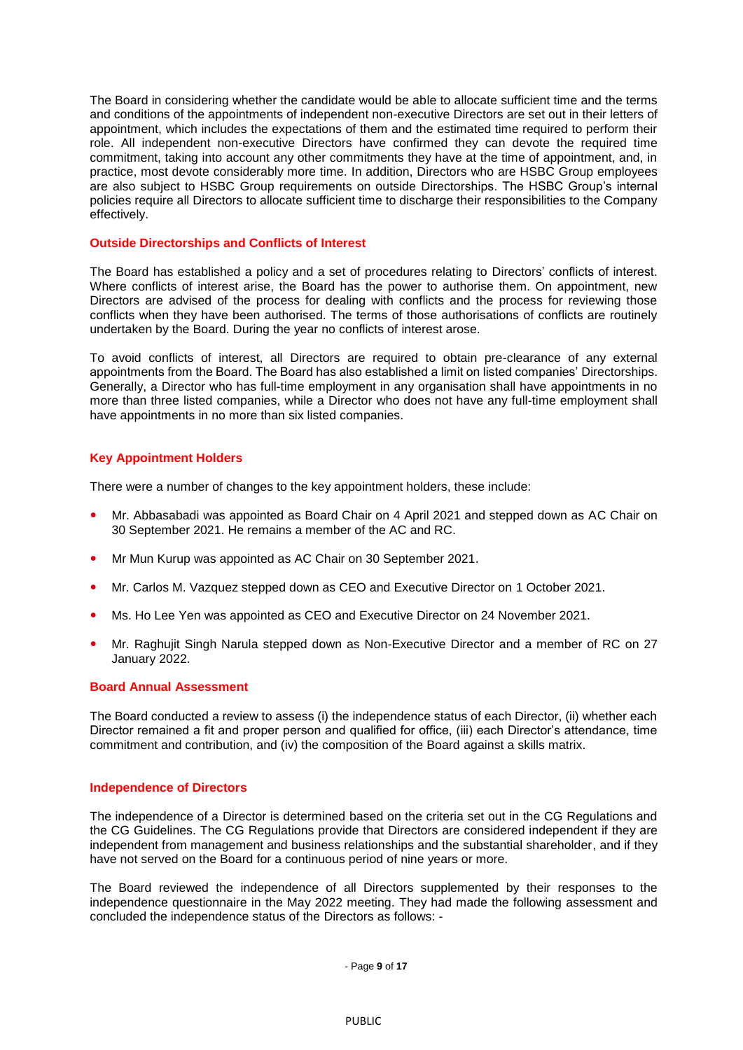The Board in considering whether the candidate would be able to allocate sufficient time and the terms and conditions of the appointments of independent non-executive Directors are set out in their letters of appointment, which includes the expectations of them and the estimated time required to perform their role. All independent non-executive Directors have confirmed they can devote the required time commitment, taking into account any other commitments they have at the time of appointment, and, in practice, most devote considerably more time. In addition, Directors who are HSBC Group employees are also subject to HSBC Group requirements on outside Directorships. The HSBC Group's internal policies require all Directors to allocate sufficient time to discharge their responsibilities to the Company effectively.

## Outside Directorships and Conflicts of Interest

The Board has established a policy and a set of procedures relating to Directors' conflicts of interest. Where conflicts of interest arise, the Board has the power to authorise them. On appointment, new Directors are advised of the process for dealing with conflicts and the process for reviewing those conflicts when they have been authorised. The terms of those authorisations of conflicts are routinely undertaken by the Board. During the year no conflicts of interest arose.

To avoid conflicts of interest, all Directors are required to obtain pre-clearance of any external appointments from the Board. The Board has also established a limit on listed companies' Directorships. Generally, a Director who has full-time employment in any organisation shall have appointments in no more than three listed companies, while a Director who does not have any full-time employment shall have appointments in no more than six listed companies.

## Key Appointment Holders

There were a number of changes to the key appointment holders, these include:

- Mr. Abbasabadi was appointed as Board Chair on 4 April 2021 and stepped down as AC Chair on 30 September 2021. He remains a member of the AC and RC.
- Mr Mun Kurup was appointed as AC Chair on 30 September 2021.
- Mr. Carlos M. Vazquez stepped down as CEO and Executive Director on 1 October 2021.
- Ms. Ho Lee Yen was appointed as CEO and Executive Director on 24 November 2021.
- Mr. Raghujit Singh Narula stepped down as Non-Executive Director and a member of RC on 27 January 2022.

## Board Annual Assessment

The Board conducted a review to assess (i) the independence status of each Director, (ii) whether each Director remained a fit and proper person and qualified for office, (iii) each Director's attendance, time commitment and contribution, and (iv) the composition of the Board against a skills matrix.

## Independence of Directors

The independence of a Director is determined based on the criteria set out in the CG Regulations and the CG Guidelines. The CG Regulations provide that Directors are considered independent if they are independent from management and business relationships and the substantial shareholder, and if they have not served on the Board for a continuous period of nine years or more.

The Board reviewed the independence of all Directors supplemented by their responses to the independence questionnaire in the May 2022 meeting. They had made the following assessment and concluded the independence status of the Directors as follows: -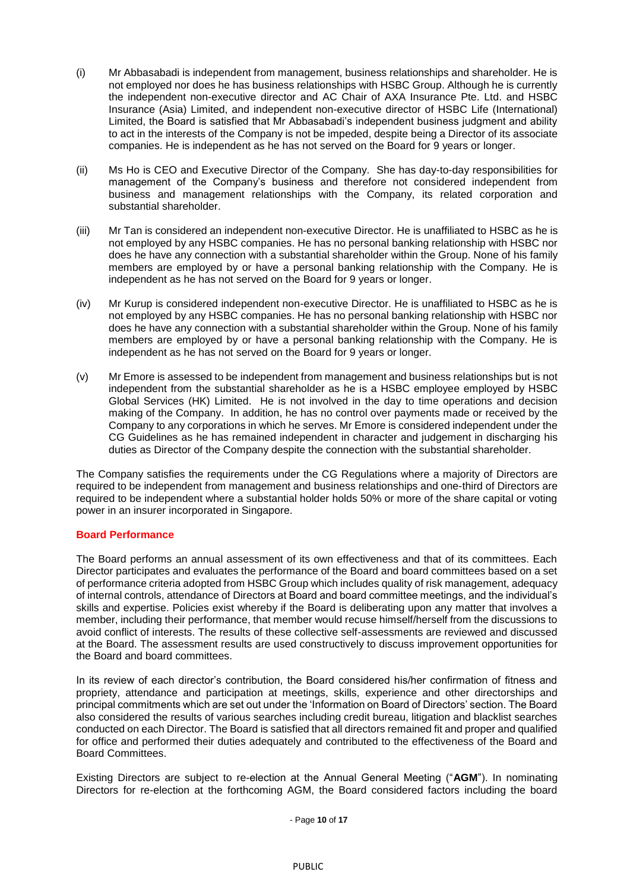(i) Mr Abbasabadi is independent from management, business relationships and shareholder. He is not employed nor does he has business relationships with HSBC Group. Although he is currently the independent non-executive director and AC Chair of AXA Insurance Pte. Ltd. and HSBC Insurance (Asia) Limited, and independent non-executive director of HSBC Life (International) Limited, the Board is satisfied that Mr Abbasabadi's independent business judgment and ability to act in the interests of the Company is not be impeded, despite being a Director of its associate companies. He is independent as he has not served on the Board for 9 years or longer.

(ii) Ms Ho is CEO and Executive Director of the Company. She has day-to-day responsibilities for management of the Company's business and therefore not considered independent from business and management relationships with the Company, its related corporation and substantial shareholder.

(iii) Mr Tan is considered an independent non-executive Director. He is unaffiliated to HSBC as he is not employed by any HSBC companies. He has no personal banking relationship with HSBC nor does he have any connection with a substantial shareholder within the Group. None of his family members are employed by or have a personal banking relationship with the Company. He is independent as he has not served on the Board for 9 years or longer.

(iv) Mr Kurup is considered independent non-executive Director. He is unaffiliated to HSBC as he is not employed by any HSBC companies. He has no personal banking relationship with HSBC nor does he have any connection with a substantial shareholder within the Group. None of his family members are employed by or have a personal banking relationship with the Company. He is independent as he has not served on the Board for 9 years or longer.

(v) Mr Emore is assessed to be independent from management and business relationships but is not independent from the substantial shareholder as he is a HSBC employee employed by HSBC Global Services (HK) Limited. He is not involved in the day to time operations and decision making of the Company. In addition, he has no control over payments made or received by the Company to any corporations in which he serves. Mr Emore is considered independent under the CG Guidelines as he has remained independent in character and judgement in discharging his duties as Director of the Company despite the connection with the substantial shareholder.

The Company satisfies the requirements under the CG Regulations where a majority of Directors are required to be independent from management and business relationships and one-third of Directors are required to be independent where a substantial holder holds 50% or more of the share capital or voting power in an insurer incorporated in Singapore.

## Board Performance

The Board performs an annual assessment of its own effectiveness and that of its committees. Each Director participates and evaluates the performance of the Board and board committees based on a set of performance criteria adopted from HSBC Group which includes quality of risk management, adequacy of internal controls, attendance of Directors at Board and board committee meetings, and the individual's skills and expertise. Policies exist whereby if the Board is deliberating upon any matter that involves a member, including their performance, that member would recuse himself/herself from the discussions to avoid conflict of interests. The results of these collective self-assessments are reviewed and discussed at the Board. The assessment results are used constructively to discuss improvement opportunities for the Board and board committees.

In its review of each director's contribution, the Board considered his/her confirmation of fitness and propriety, attendance and participation at meetings, skills, experience and other directorships and principal commitments which are set out under the 'Information on Board of Directors' section. The Board also considered the results of various searches including credit bureau, litigation and blacklist searches conducted on each Director. The Board is satisfied that all directors remained fit and proper and qualified for office and performed their duties adequately and contributed to the effectiveness of the Board and Board Committees.

Existing Directors are subject to re-election at the Annual General Meeting ("**AGM**"). In nominating Directors for re-election at the forthcoming AGM, the Board considered factors including the board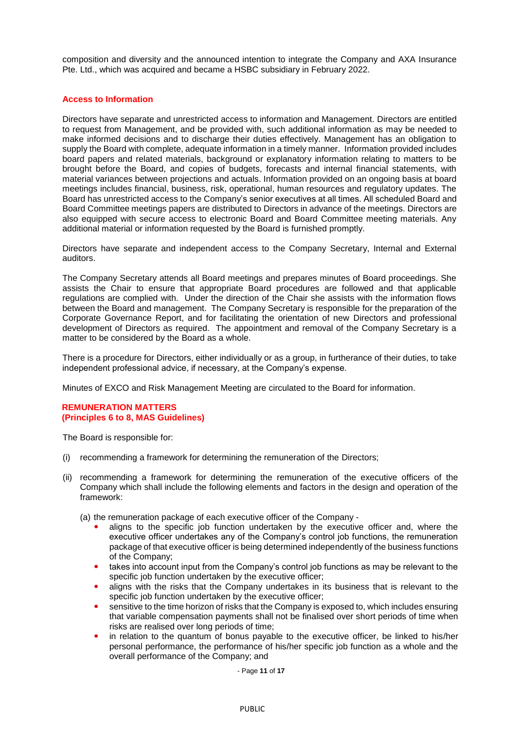composition and diversity and the announced intention to integrate the Company and AXA Insurance Pte. Ltd., which was acquired and became a HSBC subsidiary in February 2022.

## Access to Information

Directors have separate and unrestricted access to information and Management. Directors are entitled to request from Management, and be provided with, such additional information as may be needed to make informed decisions and to discharge their duties effectively. Management has an obligation to supply the Board with complete, adequate information in a timely manner. Information provided includes board papers and related materials, background or explanatory information relating to matters to be brought before the Board, and copies of budgets, forecasts and internal financial statements, with material variances between projections and actuals. Information provided on an ongoing basis at board meetings includes financial, business, risk, operational, human resources and regulatory updates. The Board has unrestricted access to the Company's senior executives at all times. All scheduled Board and Board Committee meetings papers are distributed to Directors in advance of the meetings. Directors are also equipped with secure access to electronic Board and Board Committee meeting materials. Any additional material or information requested by the Board is furnished promptly.

Directors have separate and independent access to the Company Secretary, Internal and External auditors.

The Company Secretary attends all Board meetings and prepares minutes of Board proceedings. She assists the Chair to ensure that appropriate Board procedures are followed and that applicable regulations are complied with. Under the direction of the Chair she assists with the information flows between the Board and management. The Company Secretary is responsible for the preparation of the Corporate Governance Report, and for facilitating the orientation of new Directors and professional development of Directors as required. The appointment and removal of the Company Secretary is a matter to be considered by the Board as a whole.

There is a procedure for Directors, either individually or as a group, in furtherance of their duties, to take independent professional advice, if necessary, at the Company's expense.

Minutes of EXCO and Risk Management Meeting are circulated to the Board for information.

## REMUNERATION MATTERS
## (Principles 6 to 8, MAS Guidelines)

The Board is responsible for:

(i) recommending a framework for determining the remuneration of the Directors;

(ii) recommending a framework for determining the remuneration of the executive officers of the Company which shall include the following elements and factors in the design and operation of the framework:

   (a) the remuneration package of each executive officer of the Company -

   - aligns to the specific job function undertaken by the executive officer and, where the executive officer undertakes any of the Company's control job functions, the remuneration package of that executive officer is being determined independently of the business functions of the Company;
   - takes into account input from the Company's control job functions as may be relevant to the specific job function undertaken by the executive officer;
   - aligns with the risks that the Company undertakes in its business that is relevant to the specific job function undertaken by the executive officer;
   - sensitive to the time horizon of risks that the Company is exposed to, which includes ensuring that variable compensation payments shall not be finalised over short periods of time when risks are realised over long periods of time;
   - in relation to the quantum of bonus payable to the executive officer, be linked to his/her personal performance, the performance of his/her specific job function as a whole and the overall performance of the Company; and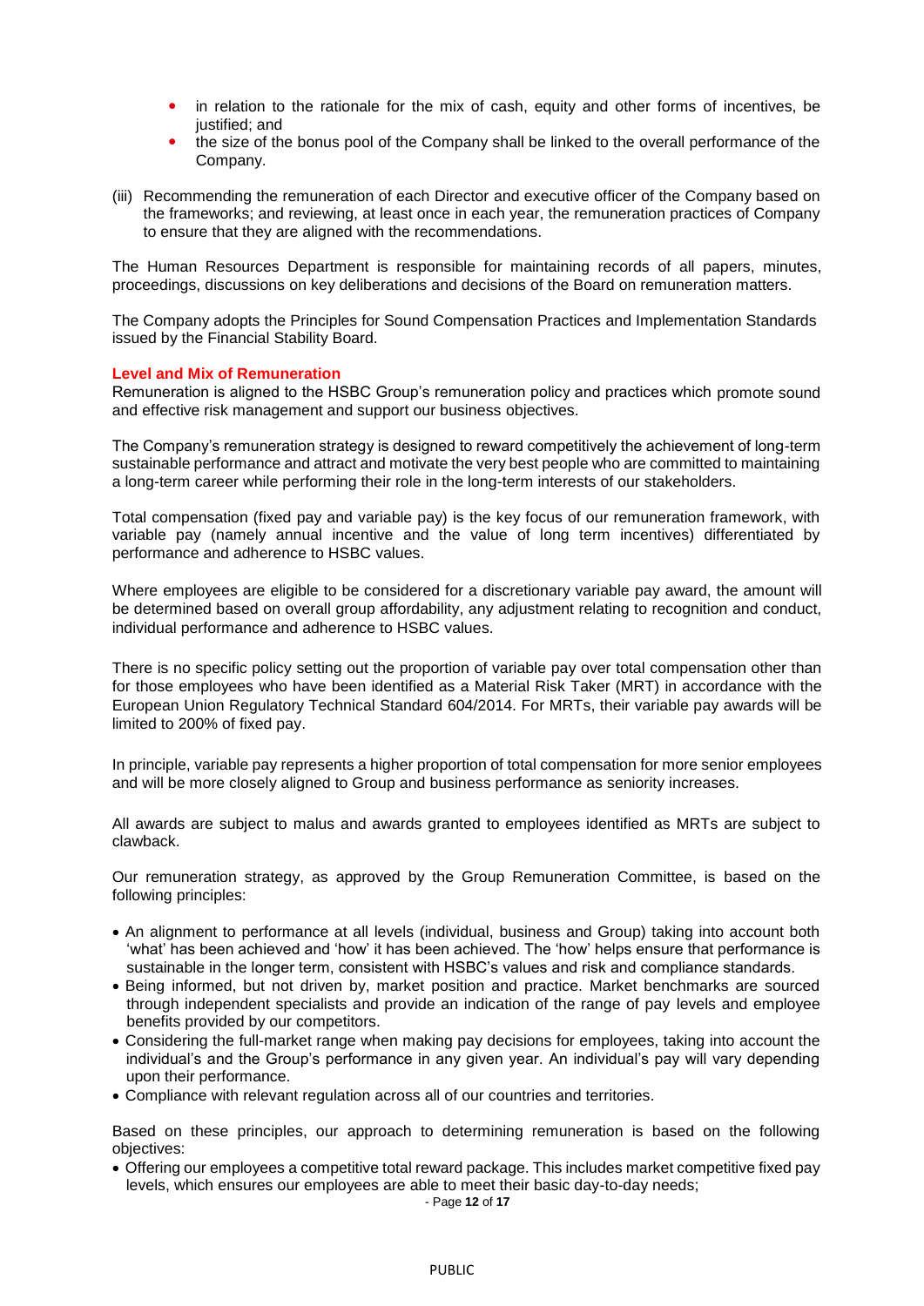- in relation to the rationale for the mix of cash, equity and other forms of incentives, be justified; and
- the size of the bonus pool of the Company shall be linked to the overall performance of the Company.

(iii) Recommending the remuneration of each Director and executive officer of the Company based on the frameworks; and reviewing, at least once in each year, the remuneration practices of Company to ensure that they are aligned with the recommendations.

The Human Resources Department is responsible for maintaining records of all papers, minutes, proceedings, discussions on key deliberations and decisions of the Board on remuneration matters.

The Company adopts the Principles for Sound Compensation Practices and Implementation Standards issued by the Financial Stability Board.

### Level and Mix of Remuneration

Remuneration is aligned to the HSBC Group's remuneration policy and practices which promote sound and effective risk management and support our business objectives.

The Company's remuneration strategy is designed to reward competitively the achievement of long-term sustainable performance and attract and motivate the very best people who are committed to maintaining a long-term career while performing their role in the long-term interests of our stakeholders.

Total compensation (fixed pay and variable pay) is the key focus of our remuneration framework, with variable pay (namely annual incentive and the value of long term incentives) differentiated by performance and adherence to HSBC values.

Where employees are eligible to be considered for a discretionary variable pay award, the amount will be determined based on overall group affordability, any adjustment relating to recognition and conduct, individual performance and adherence to HSBC values.

There is no specific policy setting out the proportion of variable pay over total compensation other than for those employees who have been identified as a Material Risk Taker (MRT) in accordance with the European Union Regulatory Technical Standard 604/2014. For MRTs, their variable pay awards will be limited to 200% of fixed pay.

In principle, variable pay represents a higher proportion of total compensation for more senior employees and will be more closely aligned to Group and business performance as seniority increases.

All awards are subject to malus and awards granted to employees identified as MRTs are subject to clawback.

Our remuneration strategy, as approved by the Group Remuneration Committee, is based on the following principles:

- An alignment to performance at all levels (individual, business and Group) taking into account both 'what' has been achieved and 'how' it has been achieved. The 'how' helps ensure that performance is sustainable in the longer term, consistent with HSBC's values and risk and compliance standards.
- Being informed, but not driven by, market position and practice. Market benchmarks are sourced through independent specialists and provide an indication of the range of pay levels and employee benefits provided by our competitors.
- Considering the full-market range when making pay decisions for employees, taking into account the individual's and the Group's performance in any given year. An individual's pay will vary depending upon their performance.
- Compliance with relevant regulation across all of our countries and territories.

Based on these principles, our approach to determining remuneration is based on the following objectives:

- Offering our employees a competitive total reward package. This includes market competitive fixed pay levels, which ensures our employees are able to meet their basic day-to-day needs;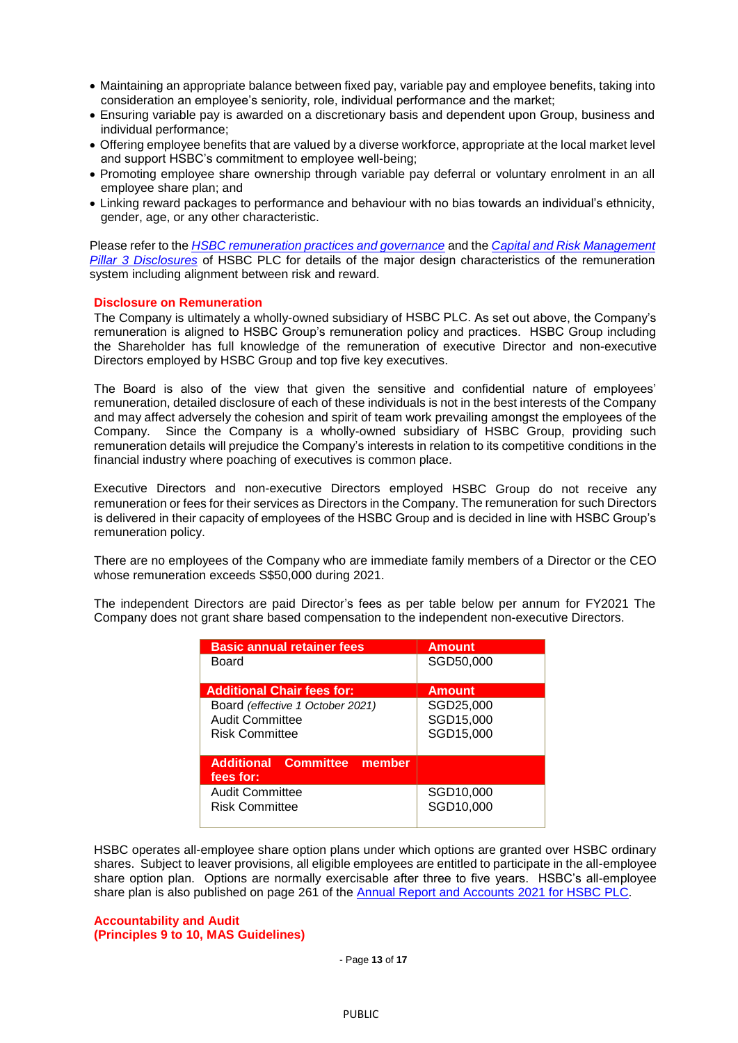- Maintaining an appropriate balance between fixed pay, variable pay and employee benefits, taking into consideration an employee's seniority, role, individual performance and the market;
- Ensuring variable pay is awarded on a discretionary basis and dependent upon Group, business and individual performance;
- Offering employee benefits that are valued by a diverse workforce, appropriate at the local market level and support HSBC's commitment to employee well-being;
- Promoting employee share ownership through variable pay deferral or voluntary enrolment in an all employee share plan; and
- Linking reward packages to performance and behaviour with no bias towards an individual's ethnicity, gender, age, or any other characteristic.

Please refer to the *HSBC remuneration practices and governance* and the *Capital and Risk Management Pillar 3 Disclosures* of HSBC PLC for details of the major design characteristics of the remuneration system including alignment between risk and reward.

**Disclosure on Remuneration**

The Company is ultimately a wholly-owned subsidiary of HSBC PLC. As set out above, the Company's remuneration is aligned to HSBC Group's remuneration policy and practices. HSBC Group including the Shareholder has full knowledge of the remuneration of executive Director and non-executive Directors employed by HSBC Group and top five key executives.

The Board is also of the view that given the sensitive and confidential nature of employees' remuneration, detailed disclosure of each of these individuals is not in the best interests of the Company and may affect adversely the cohesion and spirit of team work prevailing amongst the employees of the Company. Since the Company is a wholly-owned subsidiary of HSBC Group, providing such remuneration details will prejudice the Company's interests in relation to its competitive conditions in the financial industry where poaching of executives is common place.

Executive Directors and non-executive Directors employed HSBC Group do not receive any remuneration or fees for their services as Directors in the Company. The remuneration for such Directors is delivered in their capacity of employees of the HSBC Group and is decided in line with HSBC Group's remuneration policy.

There are no employees of the Company who are immediate family members of a Director or the CEO whose remuneration exceeds S$50,000 during 2021.

The independent Directors are paid Director's fees as per table below per annum for FY2021 The Company does not grant share based compensation to the independent non-executive Directors.

| **Basic annual retainer fees** | **Amount** |
|---|---|
| Board | SGD50,000 |
| **Additional Chair fees for:** | **Amount** |
| Board *(effective 1 October 2021)* | SGD25,000 |
| Audit Committee | SGD15,000 |
| Risk Committee | SGD15,000 |
| **Additional Committee member fees for:** | |
| Audit Committee | SGD10,000 |
| Risk Committee | SGD10,000 |

HSBC operates all-employee share option plans under which options are granted over HSBC ordinary shares. Subject to leaver provisions, all eligible employees are entitled to participate in the all-employee share option plan. Options are normally exercisable after three to five years. HSBC's all-employee share plan is also published on page 261 of the Annual Report and Accounts 2021 for HSBC PLC.

**Accountability and Audit**
**(Principles 9 to 10, MAS Guidelines)**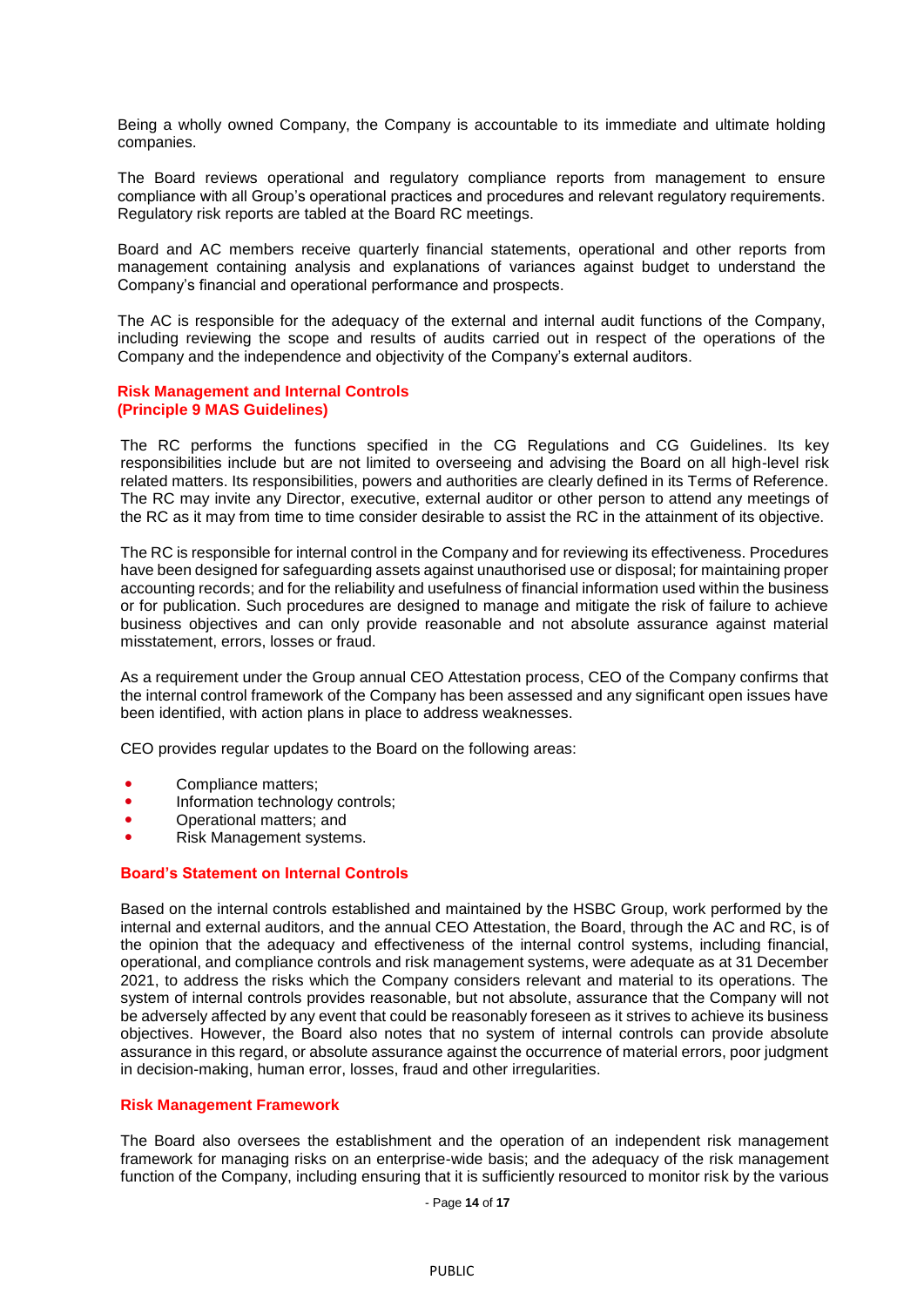Being a wholly owned Company, the Company is accountable to its immediate and ultimate holding companies.

The Board reviews operational and regulatory compliance reports from management to ensure compliance with all Group's operational practices and procedures and relevant regulatory requirements. Regulatory risk reports are tabled at the Board RC meetings.

Board and AC members receive quarterly financial statements, operational and other reports from management containing analysis and explanations of variances against budget to understand the Company's financial and operational performance and prospects.

The AC is responsible for the adequacy of the external and internal audit functions of the Company, including reviewing the scope and results of audits carried out in respect of the operations of the Company and the independence and objectivity of the Company's external auditors.

### Risk Management and Internal Controls (Principle 9 MAS Guidelines)

The RC performs the functions specified in the CG Regulations and CG Guidelines. Its key responsibilities include but are not limited to overseeing and advising the Board on all high-level risk related matters. Its responsibilities, powers and authorities are clearly defined in its Terms of Reference. The RC may invite any Director, executive, external auditor or other person to attend any meetings of the RC as it may from time to time consider desirable to assist the RC in the attainment of its objective.

The RC is responsible for internal control in the Company and for reviewing its effectiveness. Procedures have been designed for safeguarding assets against unauthorised use or disposal; for maintaining proper accounting records; and for the reliability and usefulness of financial information used within the business or for publication. Such procedures are designed to manage and mitigate the risk of failure to achieve business objectives and can only provide reasonable and not absolute assurance against material misstatement, errors, losses or fraud.

As a requirement under the Group annual CEO Attestation process, CEO of the Company confirms that the internal control framework of the Company has been assessed and any significant open issues have been identified, with action plans in place to address weaknesses.

CEO provides regular updates to the Board on the following areas:

- Compliance matters;
- Information technology controls;
- Operational matters; and
- Risk Management systems.

### Board's Statement on Internal Controls

Based on the internal controls established and maintained by the HSBC Group, work performed by the internal and external auditors, and the annual CEO Attestation, the Board, through the AC and RC, is of the opinion that the adequacy and effectiveness of the internal control systems, including financial, operational, and compliance controls and risk management systems, were adequate as at 31 December 2021, to address the risks which the Company considers relevant and material to its operations. The system of internal controls provides reasonable, but not absolute, assurance that the Company will not be adversely affected by any event that could be reasonably foreseen as it strives to achieve its business objectives. However, the Board also notes that no system of internal controls can provide absolute assurance in this regard, or absolute assurance against the occurrence of material errors, poor judgment in decision-making, human error, losses, fraud and other irregularities.

### Risk Management Framework

The Board also oversees the establishment and the operation of an independent risk management framework for managing risks on an enterprise-wide basis; and the adequacy of the risk management function of the Company, including ensuring that it is sufficiently resourced to monitor risk by the various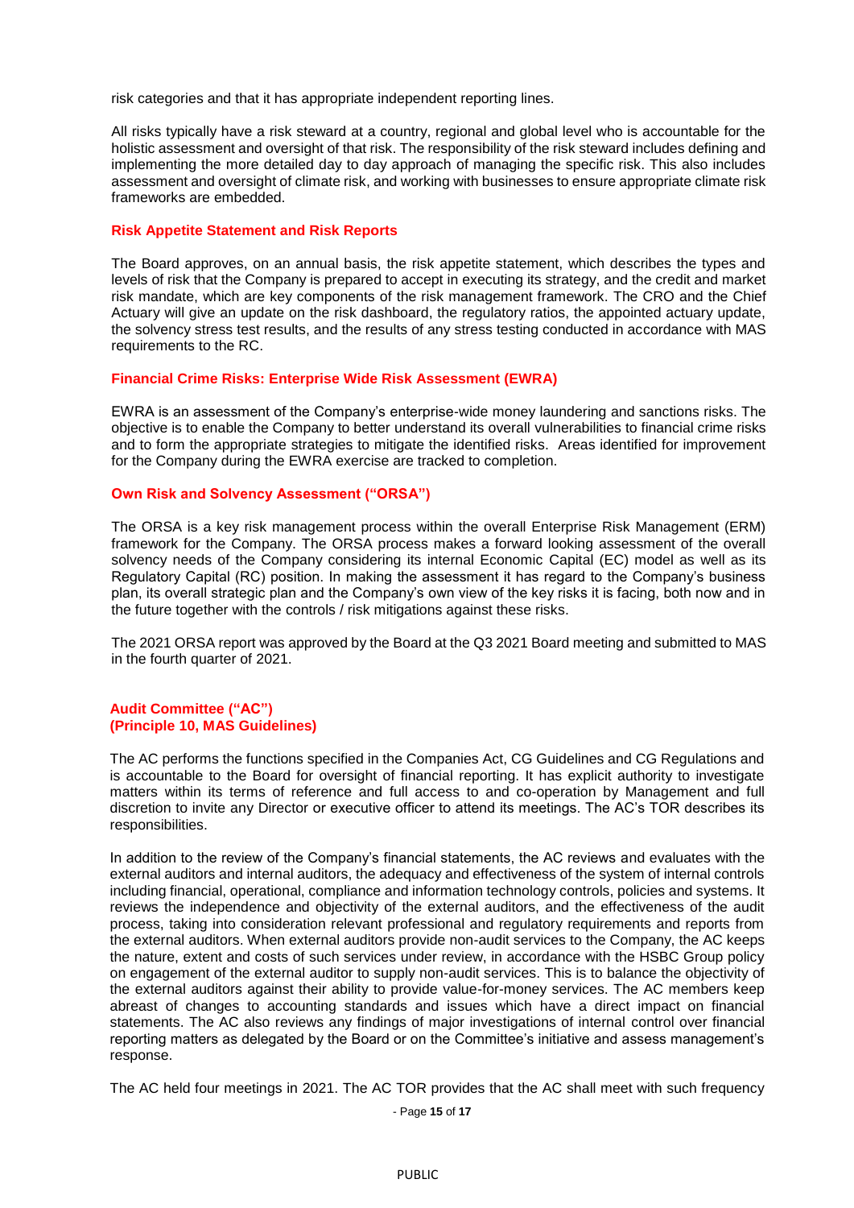risk categories and that it has appropriate independent reporting lines.

All risks typically have a risk steward at a country, regional and global level who is accountable for the holistic assessment and oversight of that risk. The responsibility of the risk steward includes defining and implementing the more detailed day to day approach of managing the specific risk. This also includes assessment and oversight of climate risk, and working with businesses to ensure appropriate climate risk frameworks are embedded.

### Risk Appetite Statement and Risk Reports

The Board approves, on an annual basis, the risk appetite statement, which describes the types and levels of risk that the Company is prepared to accept in executing its strategy, and the credit and market risk mandate, which are key components of the risk management framework. The CRO and the Chief Actuary will give an update on the risk dashboard, the regulatory ratios, the appointed actuary update, the solvency stress test results, and the results of any stress testing conducted in accordance with MAS requirements to the RC.

### Financial Crime Risks: Enterprise Wide Risk Assessment (EWRA)

EWRA is an assessment of the Company's enterprise-wide money laundering and sanctions risks. The objective is to enable the Company to better understand its overall vulnerabilities to financial crime risks and to form the appropriate strategies to mitigate the identified risks. Areas identified for improvement for the Company during the EWRA exercise are tracked to completion.

### Own Risk and Solvency Assessment ("ORSA")

The ORSA is a key risk management process within the overall Enterprise Risk Management (ERM) framework for the Company. The ORSA process makes a forward looking assessment of the overall solvency needs of the Company considering its internal Economic Capital (EC) model as well as its Regulatory Capital (RC) position. In making the assessment it has regard to the Company's business plan, its overall strategic plan and the Company's own view of the key risks it is facing, both now and in the future together with the controls / risk mitigations against these risks.

The 2021 ORSA report was approved by the Board at the Q3 2021 Board meeting and submitted to MAS in the fourth quarter of 2021.

## Audit Committee ("AC")
## (Principle 10, MAS Guidelines)

The AC performs the functions specified in the Companies Act, CG Guidelines and CG Regulations and is accountable to the Board for oversight of financial reporting. It has explicit authority to investigate matters within its terms of reference and full access to and co-operation by Management and full discretion to invite any Director or executive officer to attend its meetings. The AC's TOR describes its responsibilities.

In addition to the review of the Company's financial statements, the AC reviews and evaluates with the external auditors and internal auditors, the adequacy and effectiveness of the system of internal controls including financial, operational, compliance and information technology controls, policies and systems. It reviews the independence and objectivity of the external auditors, and the effectiveness of the audit process, taking into consideration relevant professional and regulatory requirements and reports from the external auditors. When external auditors provide non-audit services to the Company, the AC keeps the nature, extent and costs of such services under review, in accordance with the HSBC Group policy on engagement of the external auditor to supply non-audit services. This is to balance the objectivity of the external auditors against their ability to provide value-for-money services. The AC members keep abreast of changes to accounting standards and issues which have a direct impact on financial statements. The AC also reviews any findings of major investigations of internal control over financial reporting matters as delegated by the Board or on the Committee's initiative and assess management's response.

The AC held four meetings in 2021. The AC TOR provides that the AC shall meet with such frequency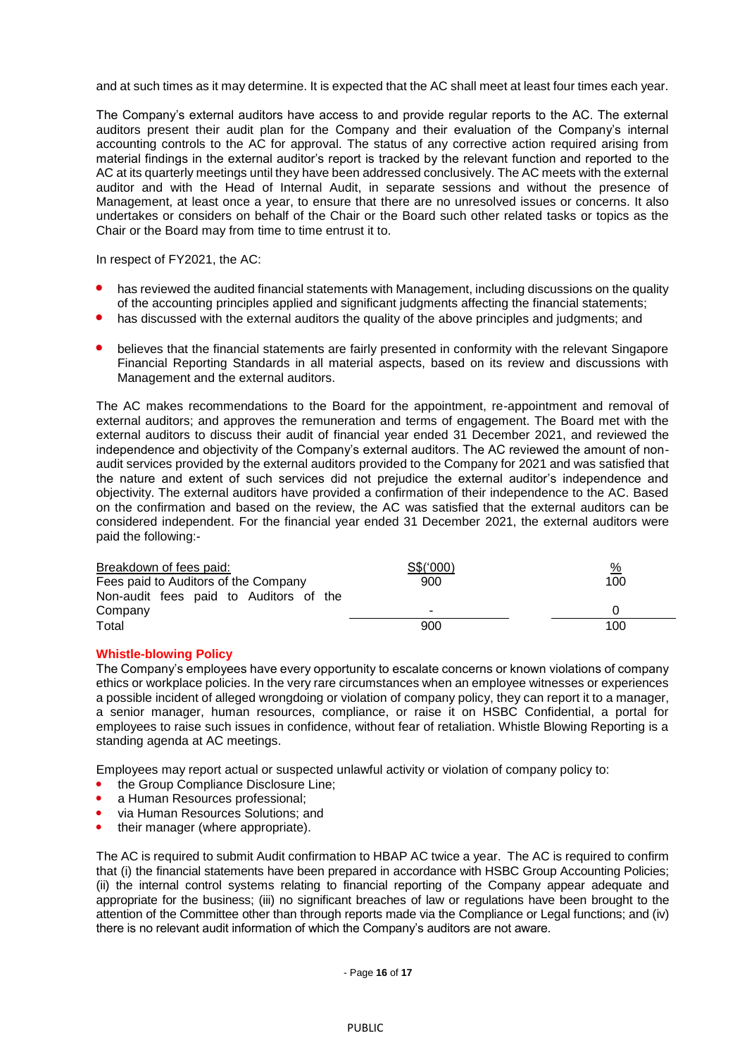and at such times as it may determine. It is expected that the AC shall meet at least four times each year.

The Company's external auditors have access to and provide regular reports to the AC. The external auditors present their audit plan for the Company and their evaluation of the Company's internal accounting controls to the AC for approval. The status of any corrective action required arising from material findings in the external auditor's report is tracked by the relevant function and reported to the AC at its quarterly meetings until they have been addressed conclusively. The AC meets with the external auditor and with the Head of Internal Audit, in separate sessions and without the presence of Management, at least once a year, to ensure that there are no unresolved issues or concerns. It also undertakes or considers on behalf of the Chair or the Board such other related tasks or topics as the Chair or the Board may from time to time entrust it to.

In respect of FY2021, the AC:

- has reviewed the audited financial statements with Management, including discussions on the quality of the accounting principles applied and significant judgments affecting the financial statements;
- has discussed with the external auditors the quality of the above principles and judgments; and
- believes that the financial statements are fairly presented in conformity with the relevant Singapore Financial Reporting Standards in all material aspects, based on its review and discussions with Management and the external auditors.

The AC makes recommendations to the Board for the appointment, re-appointment and removal of external auditors; and approves the remuneration and terms of engagement. The Board met with the external auditors to discuss their audit of financial year ended 31 December 2021, and reviewed the independence and objectivity of the Company's external auditors. The AC reviewed the amount of non-audit services provided by the external auditors provided to the Company for 2021 and was satisfied that the nature and extent of such services did not prejudice the external auditor's independence and objectivity. The external auditors have provided a confirmation of their independence to the AC. Based on the confirmation and based on the review, the AC was satisfied that the external auditors can be considered independent. For the financial year ended 31 December 2021, the external auditors were paid the following:-

| Breakdown of fees paid: | S$('000) | % |
|---|---|---|
| Fees paid to Auditors of the Company | 900 | 100 |
| Non-audit fees paid to Auditors of the Company | - | 0 |
| Total | 900 | 100 |

### Whistle-blowing Policy

The Company's employees have every opportunity to escalate concerns or known violations of company ethics or workplace policies. In the very rare circumstances when an employee witnesses or experiences a possible incident of alleged wrongdoing or violation of company policy, they can report it to a manager, a senior manager, human resources, compliance, or raise it on HSBC Confidential, a portal for employees to raise such issues in confidence, without fear of retaliation. Whistle Blowing Reporting is a standing agenda at AC meetings.

Employees may report actual or suspected unlawful activity or violation of company policy to:

- the Group Compliance Disclosure Line;
- a Human Resources professional;
- via Human Resources Solutions; and
- their manager (where appropriate).

The AC is required to submit Audit confirmation to HBAP AC twice a year. The AC is required to confirm that (i) the financial statements have been prepared in accordance with HSBC Group Accounting Policies; (ii) the internal control systems relating to financial reporting of the Company appear adequate and appropriate for the business; (iii) no significant breaches of law or regulations have been brought to the attention of the Committee other than through reports made via the Compliance or Legal functions; and (iv) there is no relevant audit information of which the Company's auditors are not aware.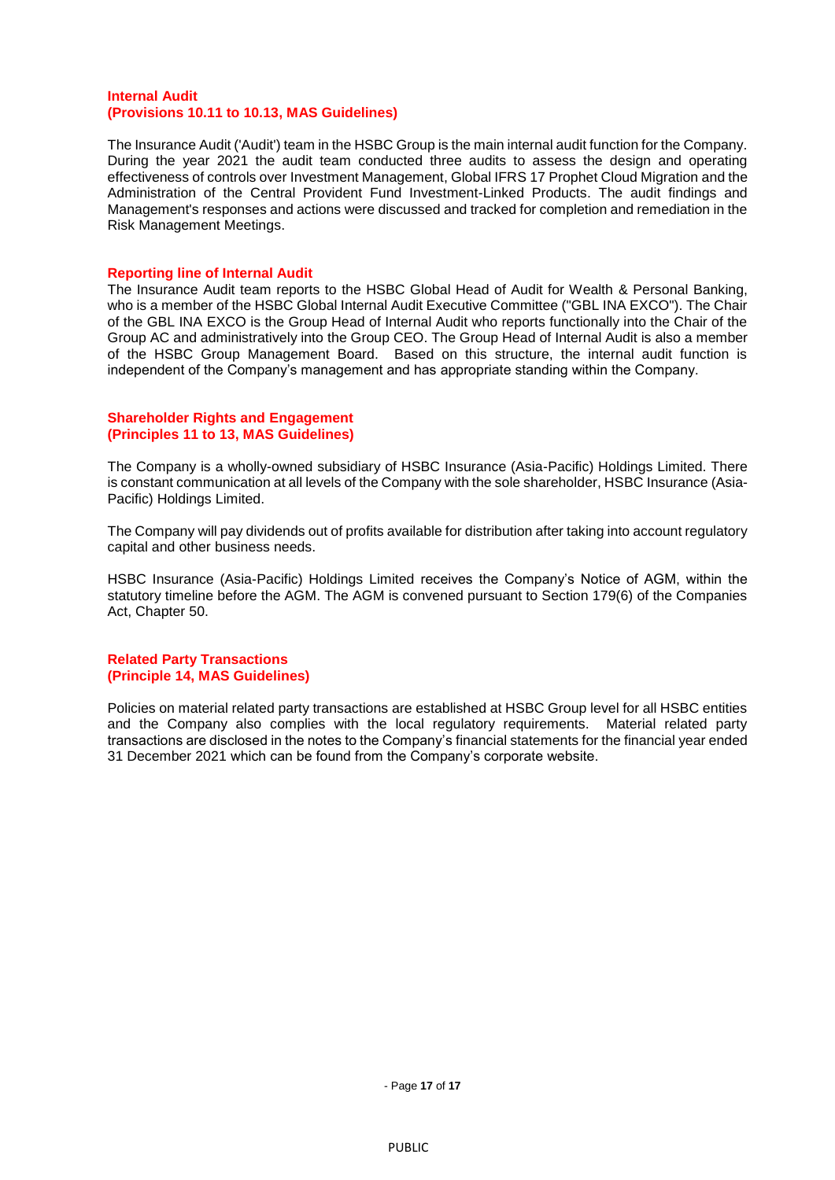## Internal Audit
## (Provisions 10.11 to 10.13, MAS Guidelines)

The Insurance Audit ('Audit') team in the HSBC Group is the main internal audit function for the Company. During the year 2021 the audit team conducted three audits to assess the design and operating effectiveness of controls over Investment Management, Global IFRS 17 Prophet Cloud Migration and the Administration of the Central Provident Fund Investment-Linked Products. The audit findings and Management's responses and actions were discussed and tracked for completion and remediation in the Risk Management Meetings.

## Reporting line of Internal Audit

The Insurance Audit team reports to the HSBC Global Head of Audit for Wealth & Personal Banking, who is a member of the HSBC Global Internal Audit Executive Committee ("GBL INA EXCO"). The Chair of the GBL INA EXCO is the Group Head of Internal Audit who reports functionally into the Chair of the Group AC and administratively into the Group CEO. The Group Head of Internal Audit is also a member of the HSBC Group Management Board. Based on this structure, the internal audit function is independent of the Company's management and has appropriate standing within the Company.

## Shareholder Rights and Engagement
## (Principles 11 to 13, MAS Guidelines)

The Company is a wholly-owned subsidiary of HSBC Insurance (Asia-Pacific) Holdings Limited. There is constant communication at all levels of the Company with the sole shareholder, HSBC Insurance (Asia-Pacific) Holdings Limited.

The Company will pay dividends out of profits available for distribution after taking into account regulatory capital and other business needs.

HSBC Insurance (Asia-Pacific) Holdings Limited receives the Company's Notice of AGM, within the statutory timeline before the AGM. The AGM is convened pursuant to Section 179(6) of the Companies Act, Chapter 50.

## Related Party Transactions
## (Principle 14, MAS Guidelines)

Policies on material related party transactions are established at HSBC Group level for all HSBC entities and the Company also complies with the local regulatory requirements. Material related party transactions are disclosed in the notes to the Company's financial statements for the financial year ended 31 December 2021 which can be found from the Company's corporate website.